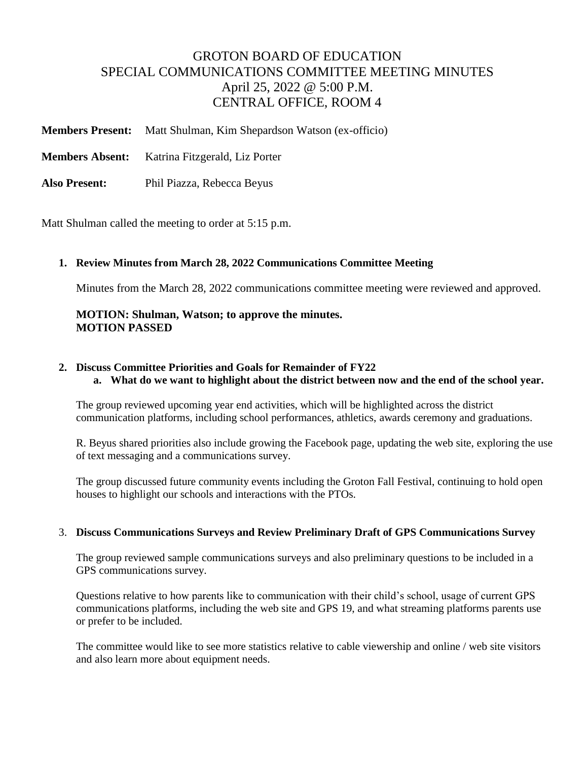# GROTON BOARD OF EDUCATION
## SPECIAL COMMUNICATIONS COMMITTEE MEETING MINUTES
### April 25, 2022 @ 5:00 P.M.
### CENTRAL OFFICE, ROOM 4

**Members Present:** Matt Shulman, Kim Shepardson Watson (ex-officio)

**Members Absent:** Katrina Fitzgerald, Liz Porter

**Also Present:** Phil Piazza, Rebecca Beyus

Matt Shulman called the meeting to order at 5:15 p.m.

1. **Review Minutes from March 28, 2022 Communications Committee Meeting**

   Minutes from the March 28, 2022 communications committee meeting were reviewed and approved.

   **MOTION: Shulman, Watson; to approve the minutes.**
   **MOTION PASSED**

2. **Discuss Committee Priorities and Goals for Remainder of FY22**
   a. **What do we want to highlight about the district between now and the end of the school year.**

   The group reviewed upcoming year end activities, which will be highlighted across the district communication platforms, including school performances, athletics, awards ceremony and graduations.

   R. Beyus shared priorities also include growing the Facebook page, updating the web site, exploring the use of text messaging and a communications survey.

   The group discussed future community events including the Groton Fall Festival, continuing to hold open houses to highlight our schools and interactions with the PTOs.

3. **Discuss Communications Surveys and Review Preliminary Draft of GPS Communications Survey**

   The group reviewed sample communications surveys and also preliminary questions to be included in a GPS communications survey.

   Questions relative to how parents like to communication with their child's school, usage of current GPS communications platforms, including the web site and GPS 19, and what streaming platforms parents use or prefer to be included.

   The committee would like to see more statistics relative to cable viewership and online / web site visitors and also learn more about equipment needs.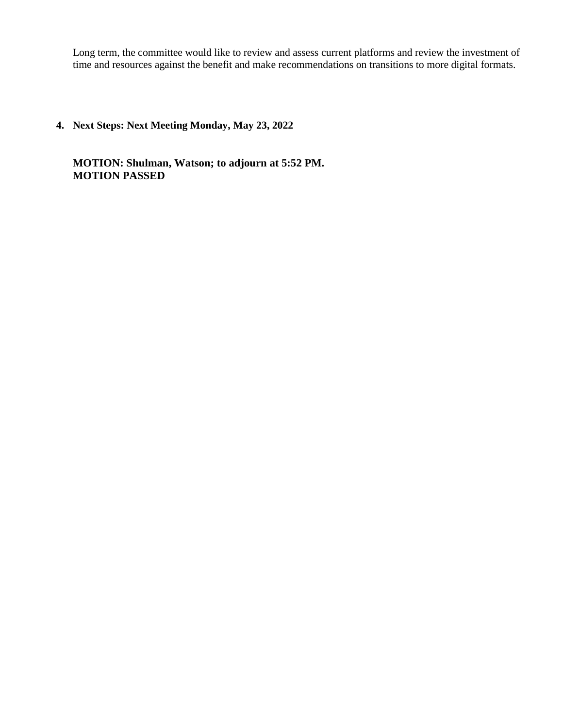Long term, the committee would like to review and assess current platforms and review the investment of time and resources against the benefit and make recommendations on transitions to more digital formats.

4. **Next Steps: Next Meeting Monday, May 23, 2022**

**MOTION: Shulman, Watson; to adjourn at 5:52 PM.**
**MOTION PASSED**